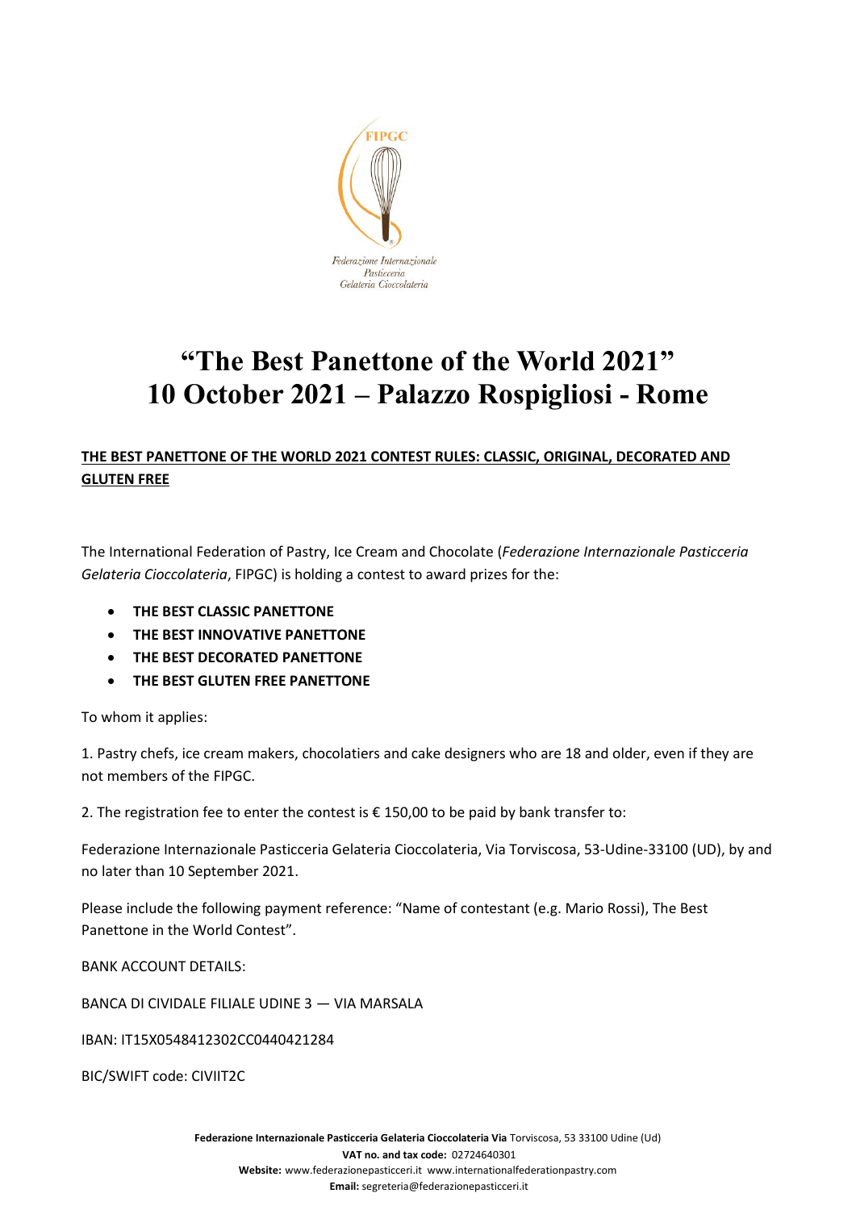# "The Best Panettone of the World 2021"
# 10 October 2021 – Palazzo Rospigliosi - Rome

**THE BEST PANETTONE OF THE WORLD 2021 CONTEST RULES: CLASSIC, ORIGINAL, DECORATED AND GLUTEN FREE**

The International Federation of Pastry, Ice Cream and Chocolate (*Federazione Internazionale Pasticceria Gelateria Cioccolateria*, FIPGC) is holding a contest to award prizes for the:

- **THE BEST CLASSIC PANETTONE**
- **THE BEST INNOVATIVE PANETTONE**
- **THE BEST DECORATED PANETTONE**
- **THE BEST GLUTEN FREE PANETTONE**

To whom it applies:

1. Pastry chefs, ice cream makers, chocolatiers and cake designers who are 18 and older, even if they are not members of the FIPGC.

2. The registration fee to enter the contest is € 150,00 to be paid by bank transfer to:

Federazione Internazionale Pasticceria Gelateria Cioccolateria, Via Torviscosa, 53-Udine-33100 (UD), by and no later than 10 September 2021.

Please include the following payment reference: "Name of contestant (e.g. Mario Rossi), The Best Panettone in the World Contest".

BANK ACCOUNT DETAILS:

BANCA DI CIVIDALE FILIALE UDINE 3 — VIA MARSALA

IBAN: IT15X0548412302CC0440421284

BIC/SWIFT code: CIVIIT2C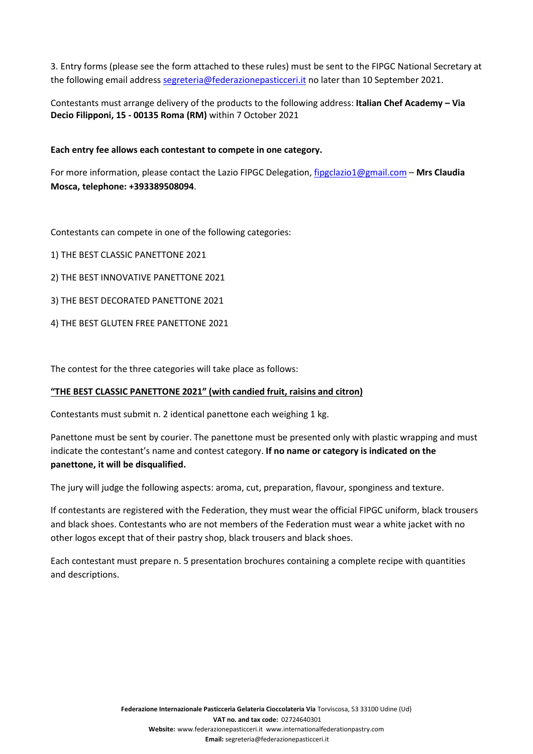3. Entry forms (please see the form attached to these rules) must be sent to the FIPGC National Secretary at the following email address segreteria@federazionepasticceri.it no later than 10 September 2021.

Contestants must arrange delivery of the products to the following address: **Italian Chef Academy – Via Decio Filipponi, 15 - 00135 Roma (RM)** within 7 October 2021

**Each entry fee allows each contestant to compete in one category.**

For more information, please contact the Lazio FIPGC Delegation, fipgclazio1@gmail.com – **Mrs Claudia Mosca, telephone: +393389508094**.

Contestants can compete in one of the following categories:

1) THE BEST CLASSIC PANETTONE 2021

2) THE BEST INNOVATIVE PANETTONE 2021

3) THE BEST DECORATED PANETTONE 2021

4) THE BEST GLUTEN FREE PANETTONE 2021

The contest for the three categories will take place as follows:

**"THE BEST CLASSIC PANETTONE 2021" (with candied fruit, raisins and citron)**

Contestants must submit n. 2 identical panettone each weighing 1 kg.

Panettone must be sent by courier. The panettone must be presented only with plastic wrapping and must indicate the contestant's name and contest category. **If no name or category is indicated on the panettone, it will be disqualified.**

The jury will judge the following aspects: aroma, cut, preparation, flavour, sponginess and texture.

If contestants are registered with the Federation, they must wear the official FIPGC uniform, black trousers and black shoes. Contestants who are not members of the Federation must wear a white jacket with no other logos except that of their pastry shop, black trousers and black shoes.

Each contestant must prepare n. 5 presentation brochures containing a complete recipe with quantities and descriptions.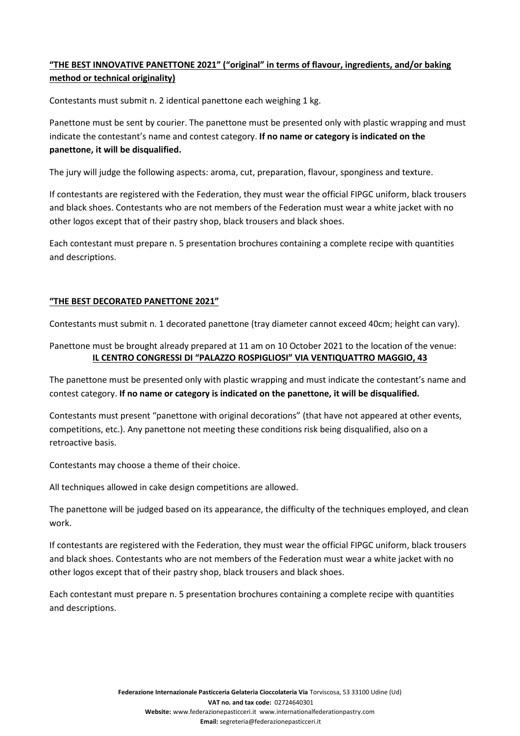**<u>"THE BEST INNOVATIVE PANETTONE 2021" ("original" in terms of flavour, ingredients, and/or baking method or technical originality)</u>**

Contestants must submit n. 2 identical panettone each weighing 1 kg.

Panettone must be sent by courier. The panettone must be presented only with plastic wrapping and must indicate the contestant's name and contest category. **If no name or category is indicated on the panettone, it will be disqualified.**

The jury will judge the following aspects: aroma, cut, preparation, flavour, sponginess and texture.

If contestants are registered with the Federation, they must wear the official FIPGC uniform, black trousers and black shoes. Contestants who are not members of the Federation must wear a white jacket with no other logos except that of their pastry shop, black trousers and black shoes.

Each contestant must prepare n. 5 presentation brochures containing a complete recipe with quantities and descriptions.

**<u>"THE BEST DECORATED PANETTONE 2021"</u>**

Contestants must submit n. 1 decorated panettone (tray diameter cannot exceed 40cm; height can vary).

Panettone must be brought already prepared at 11 am on 10 October 2021 to the location of the venue: **<u>IL CENTRO CONGRESSI DI "PALAZZO ROSPIGLIOSI" VIA VENTIQUATTRO MAGGIO, 43</u>**

The panettone must be presented only with plastic wrapping and must indicate the contestant's name and contest category. **If no name or category is indicated on the panettone, it will be disqualified.**

Contestants must present "panettone with original decorations" (that have not appeared at other events, competitions, etc.). Any panettone not meeting these conditions risk being disqualified, also on a retroactive basis.

Contestants may choose a theme of their choice.

All techniques allowed in cake design competitions are allowed.

The panettone will be judged based on its appearance, the difficulty of the techniques employed, and clean work.

If contestants are registered with the Federation, they must wear the official FIPGC uniform, black trousers and black shoes. Contestants who are not members of the Federation must wear a white jacket with no other logos except that of their pastry shop, black trousers and black shoes.

Each contestant must prepare n. 5 presentation brochures containing a complete recipe with quantities and descriptions.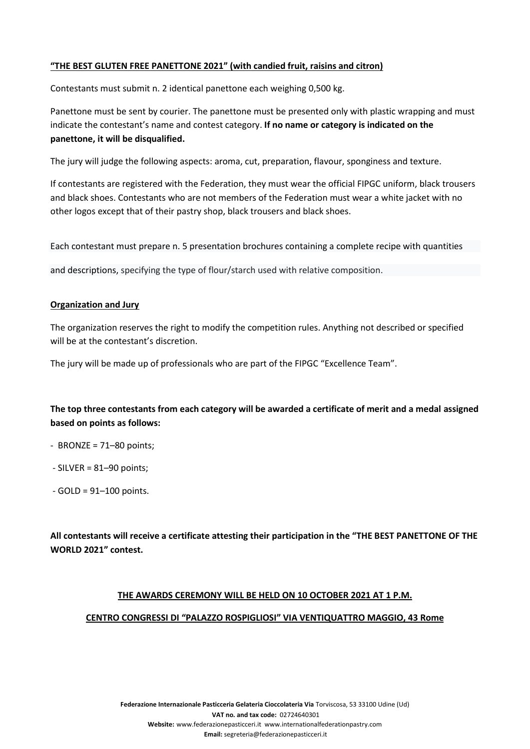**<u>"THE BEST GLUTEN FREE PANETTONE 2021" (with candied fruit, raisins and citron)</u>**

Contestants must submit n. 2 identical panettone each weighing 0,500 kg.

Panettone must be sent by courier. The panettone must be presented only with plastic wrapping and must indicate the contestant's name and contest category. **If no name or category is indicated on the panettone, it will be disqualified.**

The jury will judge the following aspects: aroma, cut, preparation, flavour, sponginess and texture.

If contestants are registered with the Federation, they must wear the official FIPGC uniform, black trousers and black shoes. Contestants who are not members of the Federation must wear a white jacket with no other logos except that of their pastry shop, black trousers and black shoes.

Each contestant must prepare n. 5 presentation brochures containing a complete recipe with quantities and descriptions, specifying the type of flour/starch used with relative composition.

**<u>Organization and Jury</u>**

The organization reserves the right to modify the competition rules. Anything not described or specified will be at the contestant's discretion.

The jury will be made up of professionals who are part of the FIPGC "Excellence Team".

**The top three contestants from each category will be awarded a certificate of merit and a medal assigned based on points as follows:**

- BRONZE = 71–80 points;
- SILVER = 81–90 points;
- GOLD = 91–100 points.

**All contestants will receive a certificate attesting their participation in the "THE BEST PANETTONE OF THE WORLD 2021" contest.**

**<u>THE AWARDS CEREMONY WILL BE HELD ON 10 OCTOBER 2021 AT 1 P.M.</u>**

**<u>CENTRO CONGRESSI DI "PALAZZO ROSPIGLIOSI" VIA VENTIQUATTRO MAGGIO, 43 Rome</u>**

**Federazione Internazionale Pasticceria Gelateria Cioccolateria Via** Torviscosa, 53 33100 Udine (Ud)
**VAT no. and tax code:** 02724640301
**Website:** www.federazionepasticceri.it www.internationalfederationpastry.com
**Email:** segreteria@federazionepasticceri.it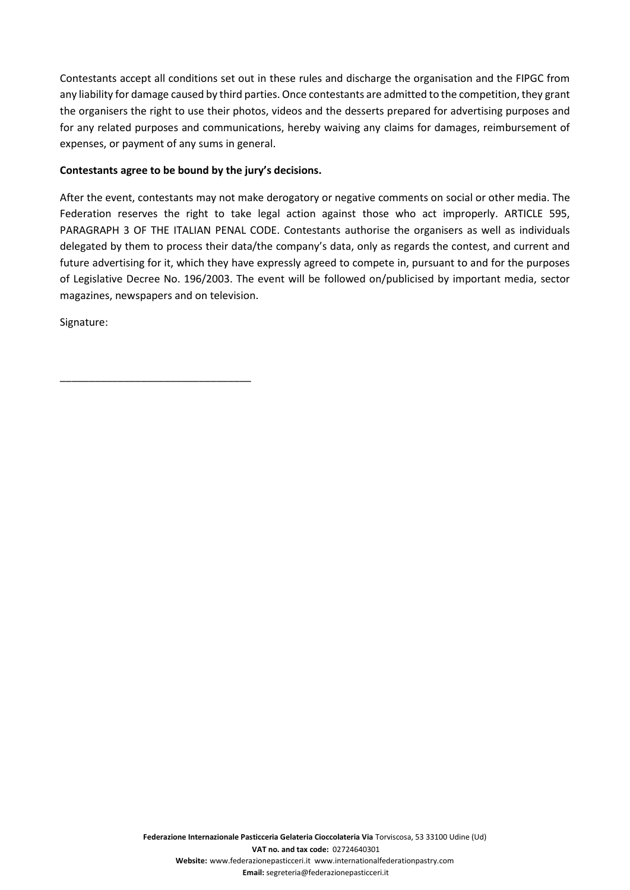Contestants accept all conditions set out in these rules and discharge the organisation and the FIPGC from any liability for damage caused by third parties. Once contestants are admitted to the competition, they grant the organisers the right to use their photos, videos and the desserts prepared for advertising purposes and for any related purposes and communications, hereby waiving any claims for damages, reimbursement of expenses, or payment of any sums in general.

**Contestants agree to be bound by the jury's decisions.**

After the event, contestants may not make derogatory or negative comments on social or other media. The Federation reserves the right to take legal action against those who act improperly. ARTICLE 595, PARAGRAPH 3 OF THE ITALIAN PENAL CODE. Contestants authorise the organisers as well as individuals delegated by them to process their data/the company's data, only as regards the contest, and current and future advertising for it, which they have expressly agreed to compete in, pursuant to and for the purposes of Legislative Decree No. 196/2003. The event will be followed on/publicised by important media, sector magazines, newspapers and on television.

Signature:

_________________________________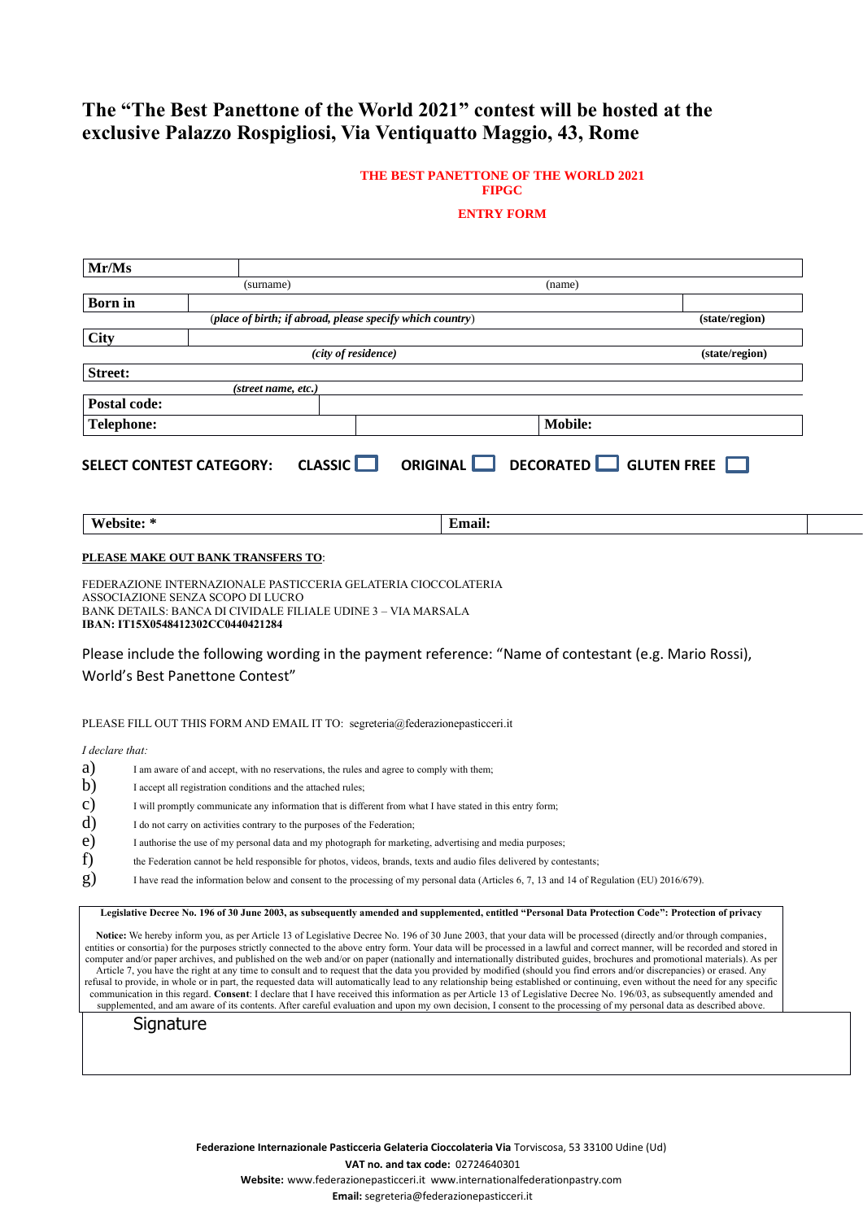# The "The Best Panettone of the World 2021" contest will be hosted at the exclusive Palazzo Rospigliosi, Via Ventiquatto Maggio, 43, Rome

**THE BEST PANETTONE OF THE WORLD 2021**
**FIPGC**

**ENTRY FORM**

| | | | |
|---|---|---|---|
| **Mr/Ms** | | | |
| | (surname) | (name) | |
| **Born in** | | | |
| | *(place of birth; if abroad, please specify which country)* | | **(state/region)** |
| **City** | | | |
| | *(city of residence)* | | **(state/region)** |
| **Street:** | | | |
| | *(street name, etc.)* | | |
| **Postal code:** | | | |
| **Telephone:** | | **Mobile:** | |

**SELECT CONTEST CATEGORY:** **CLASSIC** ☐ **ORIGINAL** ☐ **DECORATED** ☐ **GLUTEN FREE** ☐

| | |
|---|---|
| **Website: *** | **Email:** |

**PLEASE MAKE OUT BANK TRANSFERS TO**:

FEDERAZIONE INTERNAZIONALE PASTICCERIA GELATERIA CIOCCOLATERIA
ASSOCIAZIONE SENZA SCOPO DI LUCRO
BANK DETAILS: BANCA DI CIVIDALE FILIALE UDINE 3 – VIA MARSALA
**IBAN: IT15X0548412302CC0440421284**

Please include the following wording in the payment reference: "Name of contestant (e.g. Mario Rossi), World's Best Panettone Contest"

PLEASE FILL OUT THIS FORM AND EMAIL IT TO: segreteria@federazionepasticceri.it

*I declare that:*

a) I am aware of and accept, with no reservations, the rules and agree to comply with them;
b) I accept all registration conditions and the attached rules;
c) I will promptly communicate any information that is different from what I have stated in this entry form;
d) I do not carry on activities contrary to the purposes of the Federation;
e) I authorise the use of my personal data and my photograph for marketing, advertising and media purposes;
f) the Federation cannot be held responsible for photos, videos, brands, texts and audio files delivered by contestants;
g) I have read the information below and consent to the processing of my personal data (Articles 6, 7, 13 and 14 of Regulation (EU) 2016/679).

**Legislative Decree No. 196 of 30 June 2003, as subsequently amended and supplemented, entitled "Personal Data Protection Code": Protection of privacy**

**Notice:** We hereby inform you, as per Article 13 of Legislative Decree No. 196 of 30 June 2003, that your data will be processed (directly and/or through companies, entities or consortia) for the purposes strictly connected to the above entry form. Your data will be processed in a lawful and correct manner, will be recorded and stored in computer and/or paper archives, and published on the web and/or on paper (nationally and internationally distributed guides, brochures and promotional materials). As per Article 7, you have the right at any time to consult and to request that the data you provided by modified (should you find errors and/or discrepancies) or erased. Any refusal to provide, in whole or in part, the requested data will automatically lead to any relationship being established or continuing, even without the need for any specific communication in this regard. **Consent**: I declare that I have received this information as per Article 13 of Legislative Decree No. 196/03, as subsequently amended and supplemented, and am aware of its contents. After careful evaluation and upon my own decision, I consent to the processing of my personal data as described above.

Signature

**Federazione Internazionale Pasticceria Gelateria Cioccolateria Via** Torviscosa, 53 33100 Udine (Ud)
**VAT no. and tax code:** 02724640301
**Website:** www.federazionepasticceri.it www.internationalfederationpastry.com
**Email:** segreteria@federazionepasticceri.it